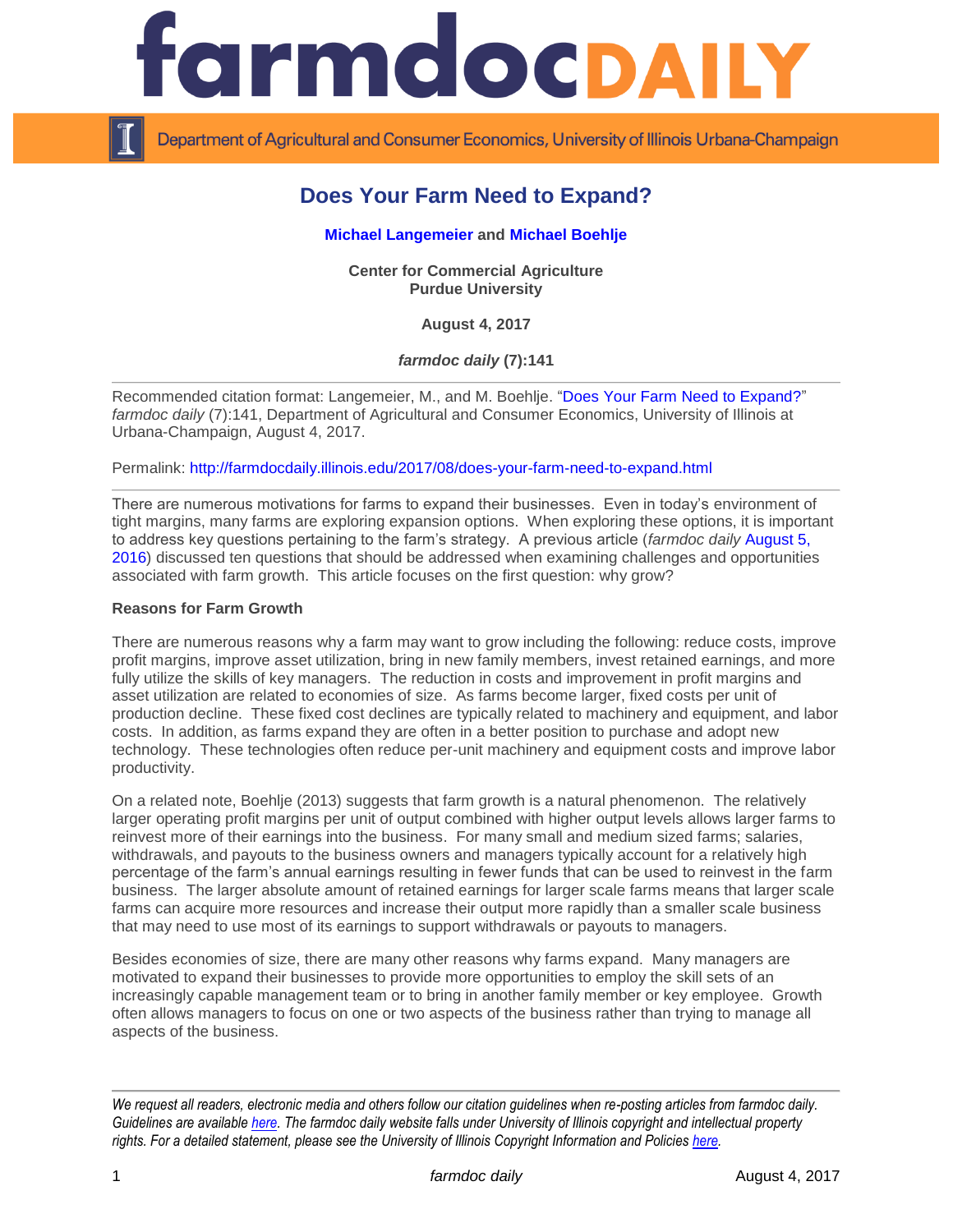# Does Your Farm Need to Expand?

**Michael Langemeier** and **Michael Boehlje**

**Center for Commercial Agriculture**
**Purdue University**

**August 4, 2017**

***farmdoc daily* (7):141**

---

Recommended citation format: Langemeier, M., and M. Boehlje. "Does Your Farm Need to Expand?" *farmdoc daily* (7):141, Department of Agricultural and Consumer Economics, University of Illinois at Urbana-Champaign, August 4, 2017.

Permalink: http://farmdocdaily.illinois.edu/2017/08/does-your-farm-need-to-expand.html

---

There are numerous motivations for farms to expand their businesses. Even in today's environment of tight margins, many farms are exploring expansion options. When exploring these options, it is important to address key questions pertaining to the farm's strategy. A previous article (*farmdoc daily* August 5, 2016) discussed ten questions that should be addressed when examining challenges and opportunities associated with farm growth. This article focuses on the first question: why grow?

**Reasons for Farm Growth**

There are numerous reasons why a farm may want to grow including the following: reduce costs, improve profit margins, improve asset utilization, bring in new family members, invest retained earnings, and more fully utilize the skills of key managers. The reduction in costs and improvement in profit margins and asset utilization are related to economies of size. As farms become larger, fixed costs per unit of production decline. These fixed cost declines are typically related to machinery and equipment, and labor costs. In addition, as farms expand they are often in a better position to purchase and adopt new technology. These technologies often reduce per-unit machinery and equipment costs and improve labor productivity.

On a related note, Boehlje (2013) suggests that farm growth is a natural phenomenon. The relatively larger operating profit margins per unit of output combined with higher output levels allows larger farms to reinvest more of their earnings into the business. For many small and medium sized farms; salaries, withdrawals, and payouts to the business owners and managers typically account for a relatively high percentage of the farm's annual earnings resulting in fewer funds that can be used to reinvest in the farm business. The larger absolute amount of retained earnings for larger scale farms means that larger scale farms can acquire more resources and increase their output more rapidly than a smaller scale business that may need to use most of its earnings to support withdrawals or payouts to managers.

Besides economies of size, there are many other reasons why farms expand. Many managers are motivated to expand their businesses to provide more opportunities to employ the skill sets of an increasingly capable management team or to bring in another family member or key employee. Growth often allows managers to focus on one or two aspects of the business rather than trying to manage all aspects of the business.

---

*We request all readers, electronic media and others follow our citation guidelines when re-posting articles from farmdoc daily. Guidelines are available here. The farmdoc daily website falls under University of Illinois copyright and intellectual property rights. For a detailed statement, please see the University of Illinois Copyright Information and Policies here.*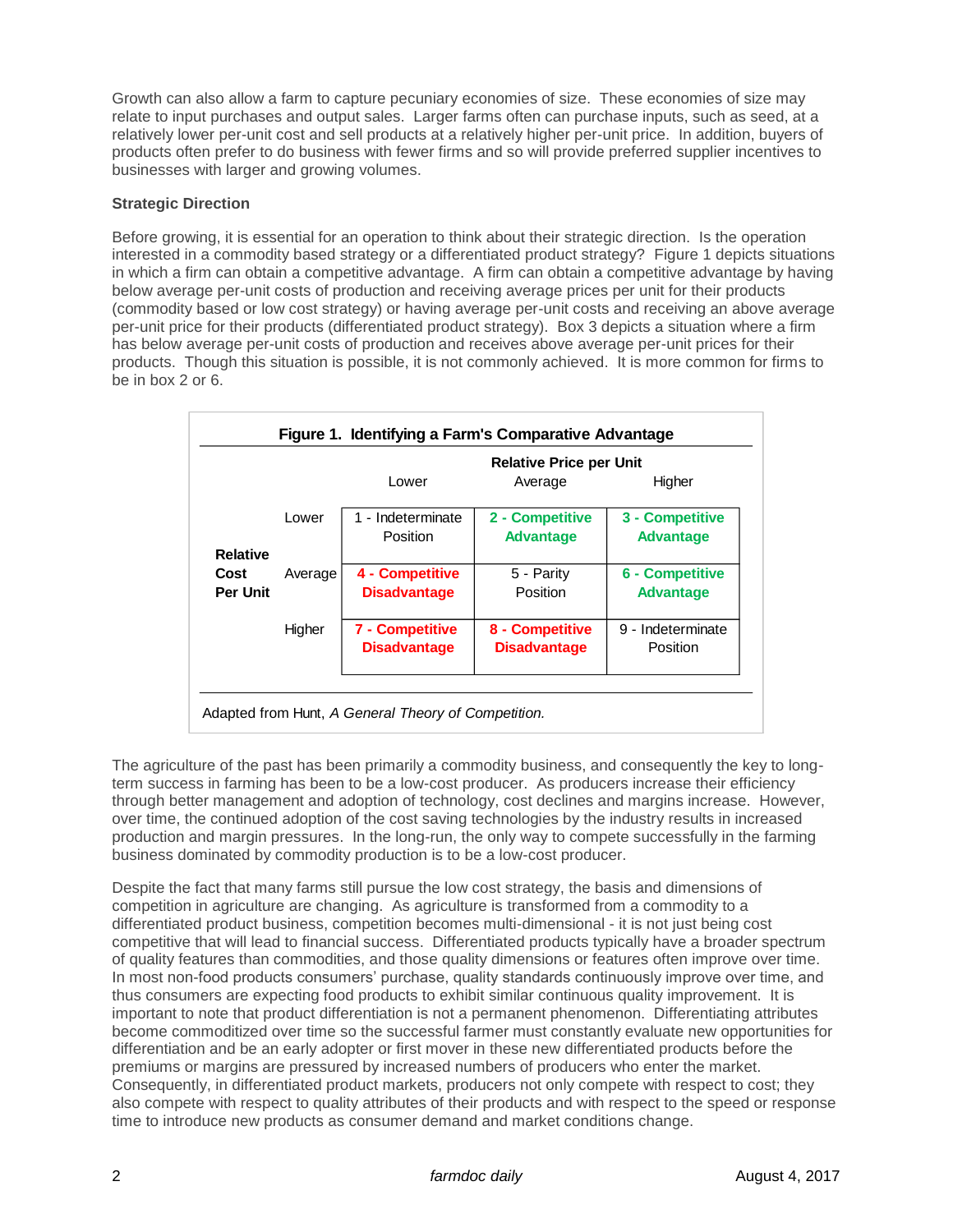Growth can also allow a farm to capture pecuniary economies of size. These economies of size may relate to input purchases and output sales. Larger farms often can purchase inputs, such as seed, at a relatively lower per-unit cost and sell products at a relatively higher per-unit price. In addition, buyers of products often prefer to do business with fewer firms and so will provide preferred supplier incentives to businesses with larger and growing volumes.

**Strategic Direction**

Before growing, it is essential for an operation to think about their strategic direction. Is the operation interested in a commodity based strategy or a differentiated product strategy? Figure 1 depicts situations in which a firm can obtain a competitive advantage. A firm can obtain a competitive advantage by having below average per-unit costs of production and receiving average prices per unit for their products (commodity based or low cost strategy) or having average per-unit costs and receiving an above average per-unit price for their products (differentiated product strategy). Box 3 depicts a situation where a firm has below average per-unit costs of production and receives above average per-unit prices for their products. Though this situation is possible, it is not commonly achieved. It is more common for firms to be in box 2 or 6.

**Figure 1. Identifying a Farm's Comparative Advantage**

| | | Relative Price per Unit | | |
|---|---|---|---|---|
| | | Lower | Average | Higher |
| Relative Cost Per Unit | Lower | 1 - Indeterminate Position | 2 - Competitive Advantage | 3 - Competitive Advantage |
| | Average | 4 - Competitive Disadvantage | 5 - Parity Position | 6 - Competitive Advantage |
| | Higher | 7 - Competitive Disadvantage | 8 - Competitive Disadvantage | 9 - Indeterminate Position |

Adapted from Hunt, *A General Theory of Competition.*

The agriculture of the past has been primarily a commodity business, and consequently the key to long-term success in farming has been to be a low-cost producer. As producers increase their efficiency through better management and adoption of technology, cost declines and margins increase. However, over time, the continued adoption of the cost saving technologies by the industry results in increased production and margin pressures. In the long-run, the only way to compete successfully in the farming business dominated by commodity production is to be a low-cost producer.

Despite the fact that many farms still pursue the low cost strategy, the basis and dimensions of competition in agriculture are changing. As agriculture is transformed from a commodity to a differentiated product business, competition becomes multi-dimensional - it is not just being cost competitive that will lead to financial success. Differentiated products typically have a broader spectrum of quality features than commodities, and those quality dimensions or features often improve over time. In most non-food products consumers' purchase, quality standards continuously improve over time, and thus consumers are expecting food products to exhibit similar continuous quality improvement. It is important to note that product differentiation is not a permanent phenomenon. Differentiating attributes become commoditized over time so the successful farmer must constantly evaluate new opportunities for differentiation and be an early adopter or first mover in these new differentiated products before the premiums or margins are pressured by increased numbers of producers who enter the market. Consequently, in differentiated product markets, producers not only compete with respect to cost; they also compete with respect to quality attributes of their products and with respect to the speed or response time to introduce new products as consumer demand and market conditions change.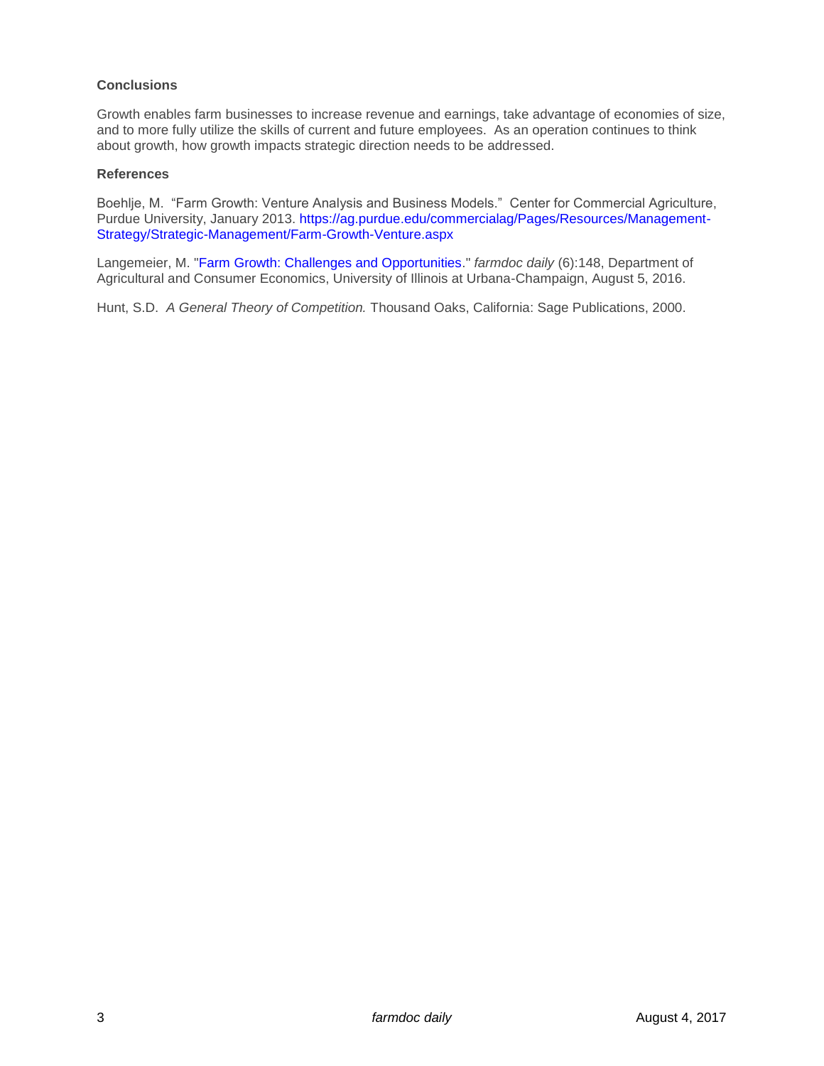### Conclusions

Growth enables farm businesses to increase revenue and earnings, take advantage of economies of size, and to more fully utilize the skills of current and future employees. As an operation continues to think about growth, how growth impacts strategic direction needs to be addressed.

### References

Boehlje, M. "Farm Growth: Venture Analysis and Business Models." Center for Commercial Agriculture, Purdue University, January 2013. https://ag.purdue.edu/commercialag/Pages/Resources/Management-Strategy/Strategic-Management/Farm-Growth-Venture.aspx

Langemeier, M. "Farm Growth: Challenges and Opportunities." *farmdoc daily* (6):148, Department of Agricultural and Consumer Economics, University of Illinois at Urbana-Champaign, August 5, 2016.

Hunt, S.D. *A General Theory of Competition.* Thousand Oaks, California: Sage Publications, 2000.